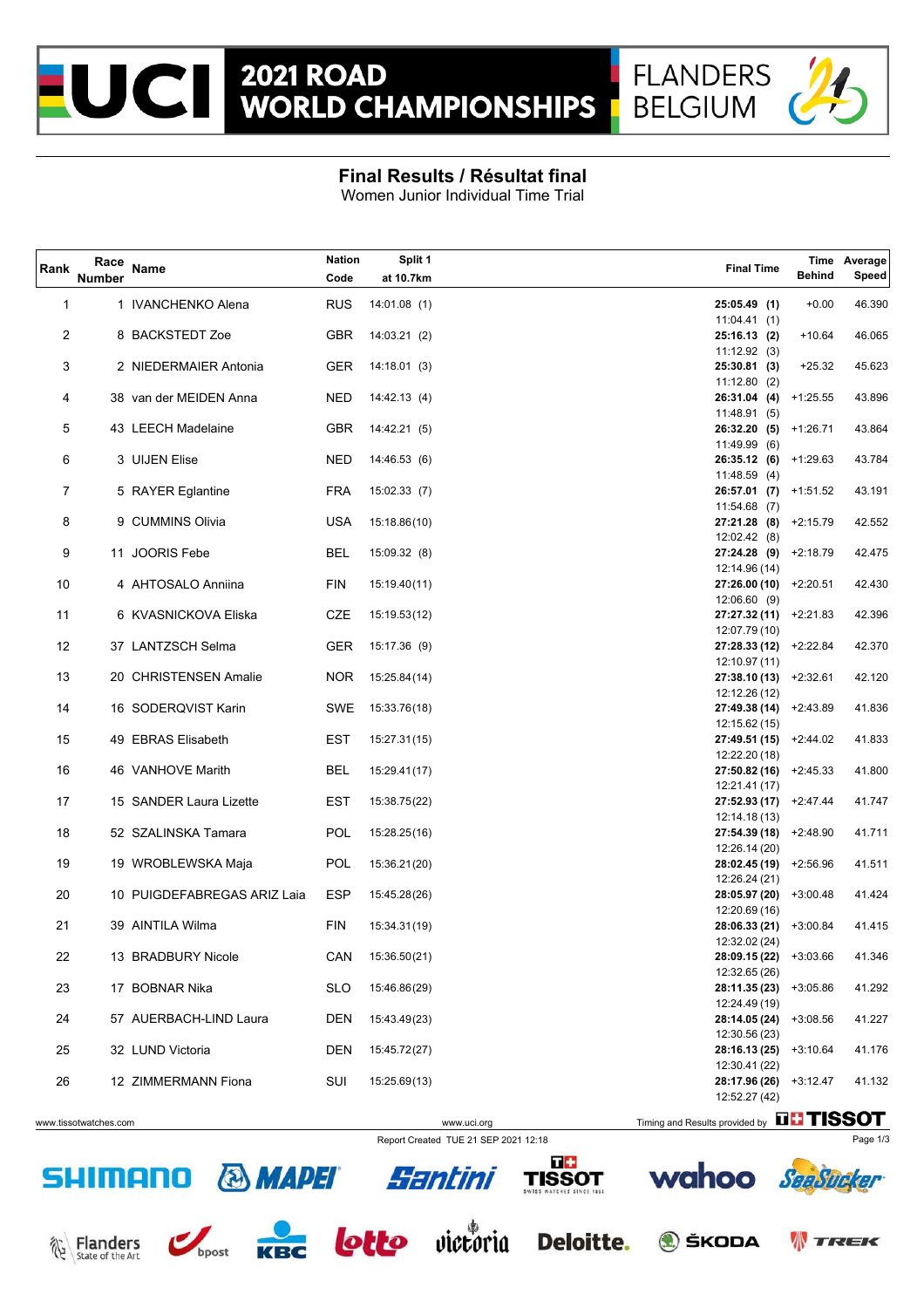# 2021 ROAD WORLD CHAMPIONSHIPS

FLANDERS BELGIUM

## Final Results / Résultat final

Women Junior Individual Time Trial

| Rank | Race Number | Name | Nation Code | Split 1 at 10.7km | Final Time | Time Behind | Average Speed |
|---|---|---|---|---|---|---|---|
| 1 | 1 | IVANCHENKO Alena | RUS | 14:01.08 (1) | **25:05.49 (1)** 11:04.41 (1) | +0.00 | 46.390 |
| 2 | 8 | BACKSTEDT Zoe | GBR | 14:03.21 (2) | **25:16.13 (2)** 11:12.92 (3) | +10.64 | 46.065 |
| 3 | 2 | NIEDERMAIER Antonia | GER | 14:18.01 (3) | **25:30.81 (3)** 11:12.80 (2) | +25.32 | 45.623 |
| 4 | 38 | van der MEIDEN Anna | NED | 14:42.13 (4) | **26:31.04 (4)** 11:48.91 (5) | +1:25.55 | 43.896 |
| 5 | 43 | LEECH Madelaine | GBR | 14:42.21 (5) | **26:32.20 (5)** 11:49.99 (6) | +1:26.71 | 43.864 |
| 6 | 3 | UIJEN Elise | NED | 14:46.53 (6) | **26:35.12 (6)** 11:48.59 (4) | +1:29.63 | 43.784 |
| 7 | 5 | RAYER Eglantine | FRA | 15:02.33 (7) | **26:57.01 (7)** 11:54.68 (7) | +1:51.52 | 43.191 |
| 8 | 9 | CUMMINS Olivia | USA | 15:18.86 (10) | **27:21.28 (8)** 12:02.42 (8) | +2:15.79 | 42.552 |
| 9 | 11 | JOORIS Febe | BEL | 15:09.32 (8) | **27:24.28 (9)** 12:14.96 (14) | +2:18.79 | 42.475 |
| 10 | 4 | AHTOSALO Anniina | FIN | 15:19.40 (11) | **27:26.00 (10)** 12:06.60 (9) | +2:20.51 | 42.430 |
| 11 | 6 | KVASNICKOVA Eliska | CZE | 15:19.53 (12) | **27:27.32 (11)** 12:07.79 (10) | +2:21.83 | 42.396 |
| 12 | 37 | LANTZSCH Selma | GER | 15:17.36 (9) | **27:28.33 (12)** 12:10.97 (11) | +2:22.84 | 42.370 |
| 13 | 20 | CHRISTENSEN Amalie | NOR | 15:25.84 (14) | **27:38.10 (13)** 12:12.26 (12) | +2:32.61 | 42.120 |
| 14 | 16 | SODERQVIST Karin | SWE | 15:33.76 (18) | **27:49.38 (14)** 12:15.62 (15) | +2:43.89 | 41.836 |
| 15 | 49 | EBRAS Elisabeth | EST | 15:27.31 (15) | **27:49.51 (15)** 12:22.20 (18) | +2:44.02 | 41.833 |
| 16 | 46 | VANHOVE Marith | BEL | 15:29.41 (17) | **27:50.82 (16)** 12:21.41 (17) | +2:45.33 | 41.800 |
| 17 | 15 | SANDER Laura Lizette | EST | 15:38.75 (22) | **27:52.93 (17)** 12:14.18 (13) | +2:47.44 | 41.747 |
| 18 | 52 | SZALINSKA Tamara | POL | 15:28.25 (16) | **27:54.39 (18)** 12:26.14 (20) | +2:48.90 | 41.711 |
| 19 | 19 | WROBLEWSKA Maja | POL | 15:36.21 (20) | **28:02.45 (19)** 12:26.24 (21) | +2:56.96 | 41.511 |
| 20 | 10 | PUIGDEFABREGAS ARIZ Laia | ESP | 15:45.28 (26) | **28:05.97 (20)** 12:20.69 (16) | +3:00.48 | 41.424 |
| 21 | 39 | AINTILA Wilma | FIN | 15:34.31 (19) | **28:06.33 (21)** 12:32.02 (24) | +3:00.84 | 41.415 |
| 22 | 13 | BRADBURY Nicole | CAN | 15:36.50 (21) | **28:09.15 (22)** 12:32.65 (26) | +3:03.66 | 41.346 |
| 23 | 17 | BOBNAR Nika | SLO | 15:46.86 (29) | **28:11.35 (23)** 12:24.49 (19) | +3:05.86 | 41.292 |
| 24 | 57 | AUERBACH-LIND Laura | DEN | 15:43.49 (23) | **28:14.05 (24)** 12:30.56 (23) | +3:08.56 | 41.227 |
| 25 | 32 | LUND Victoria | DEN | 15:45.72 (27) | **28:16.13 (25)** 12:30.41 (22) | +3:10.64 | 41.176 |
| 26 | 12 | ZIMMERMANN Fiona | SUI | 15:25.69 (13) | **28:17.96 (26)** 12:52.27 (42) | +3:12.47 | 41.132 |

www.tissotwatches.com www.uci.org Timing and Results provided by TISSOT

Report Created TUE 21 SEP 2021 12:18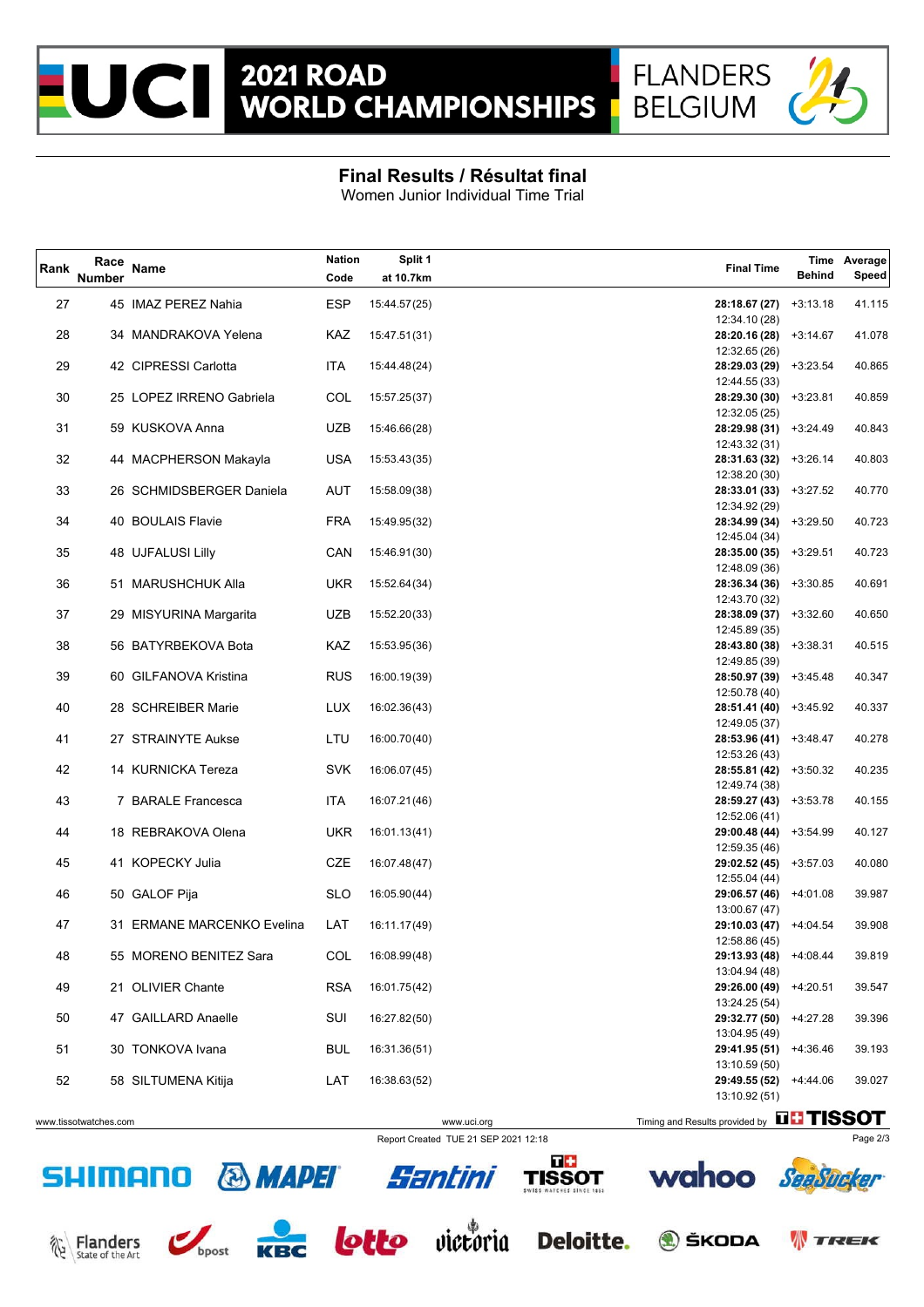## Final Results / Résultat final

Women Junior Individual Time Trial

| Rank | Race Number | Name | Nation Code | Split 1 at 10.7km | Final Time | Time Behind | Average Speed |
|---|---|---|---|---|---|---|---|
| 27 | 45 | IMAZ PEREZ Nahia | ESP | 15:44.57(25) | **28:18.67 (27)** 12:34.10 (28) | +3:13.18 | 41.115 |
| 28 | 34 | MANDRAKOVA Yelena | KAZ | 15:47.51(31) | **28:20.16 (28)** 12:32.65 (26) | +3:14.67 | 41.078 |
| 29 | 42 | CIPRESSI Carlotta | ITA | 15:44.48(24) | **28:29.03 (29)** 12:44.55 (33) | +3:23.54 | 40.865 |
| 30 | 25 | LOPEZ IRRENO Gabriela | COL | 15:57.25(37) | **28:29.30 (30)** 12:32.05 (25) | +3:23.81 | 40.859 |
| 31 | 59 | KUSKOVA Anna | UZB | 15:46.66(28) | **28:29.98 (31)** 12:43.32 (31) | +3:24.49 | 40.843 |
| 32 | 44 | MACPHERSON Makayla | USA | 15:53.43(35) | **28:31.63 (32)** 12:38.20 (30) | +3:26.14 | 40.803 |
| 33 | 26 | SCHMIDSBERGER Daniela | AUT | 15:58.09(38) | **28:33.01 (33)** 12:34.92 (29) | +3:27.52 | 40.770 |
| 34 | 40 | BOULAIS Flavie | FRA | 15:49.95(32) | **28:34.99 (34)** 12:45.04 (34) | +3:29.50 | 40.723 |
| 35 | 48 | UJFALUSI Lilly | CAN | 15:46.91(30) | **28:35.00 (35)** 12:48.09 (36) | +3:29.51 | 40.723 |
| 36 | 51 | MARUSHCHUK Alla | UKR | 15:52.64(34) | **28:36.34 (36)** 12:43.70 (32) | +3:30.85 | 40.691 |
| 37 | 29 | MISYURINA Margarita | UZB | 15:52.20(33) | **28:38.09 (37)** 12:45.89 (35) | +3:32.60 | 40.650 |
| 38 | 56 | BATYRBEKOVA Bota | KAZ | 15:53.95(36) | **28:43.80 (38)** 12:49.85 (39) | +3:38.31 | 40.515 |
| 39 | 60 | GILFANOVA Kristina | RUS | 16:00.19(39) | **28:50.97 (39)** 12:50.78 (40) | +3:45.48 | 40.347 |
| 40 | 28 | SCHREIBER Marie | LUX | 16:02.36(43) | **28:51.41 (40)** 12:49.05 (37) | +3:45.92 | 40.337 |
| 41 | 27 | STRAINYTE Aukse | LTU | 16:00.70(40) | **28:53.96 (41)** 12:53.26 (43) | +3:48.47 | 40.278 |
| 42 | 14 | KURNICKA Tereza | SVK | 16:06.07(45) | **28:55.81 (42)** 12:49.74 (38) | +3:50.32 | 40.235 |
| 43 | 7 | BARALE Francesca | ITA | 16:07.21(46) | **28:59.27 (43)** 12:52.06 (41) | +3:53.78 | 40.155 |
| 44 | 18 | REBRAKOVA Olena | UKR | 16:01.13(41) | **29:00.48 (44)** 12:59.35 (46) | +3:54.99 | 40.127 |
| 45 | 41 | KOPECKY Julia | CZE | 16:07.48(47) | **29:02.52 (45)** 12:55.04 (44) | +3:57.03 | 40.080 |
| 46 | 50 | GALOF Pija | SLO | 16:05.90(44) | **29:06.57 (46)** 13:00.67 (47) | +4:01.08 | 39.987 |
| 47 | 31 | ERMANE MARCENKO Evelina | LAT | 16:11.17(49) | **29:10.03 (47)** 12:58.86 (45) | +4:04.54 | 39.908 |
| 48 | 55 | MORENO BENITEZ Sara | COL | 16:08.99(48) | **29:13.93 (48)** 13:04.94 (48) | +4:08.44 | 39.819 |
| 49 | 21 | OLIVIER Chante | RSA | 16:01.75(42) | **29:26.00 (49)** 13:24.25 (54) | +4:20.51 | 39.547 |
| 50 | 47 | GAILLARD Anaelle | SUI | 16:27.82(50) | **29:32.77 (50)** 13:04.95 (49) | +4:27.28 | 39.396 |
| 51 | 30 | TONKOVA Ivana | BUL | 16:31.36(51) | **29:41.95 (51)** 13:10.59 (50) | +4:36.46 | 39.193 |
| 52 | 58 | SILTUMENA Kitija | LAT | 16:38.63(52) | **29:49.55 (52)** 13:10.92 (51) | +4:44.06 | 39.027 |

www.tissotwatches.com www.uci.org Timing and Results provided by TISSOT

Report Created TUE 21 SEP 2021 12:18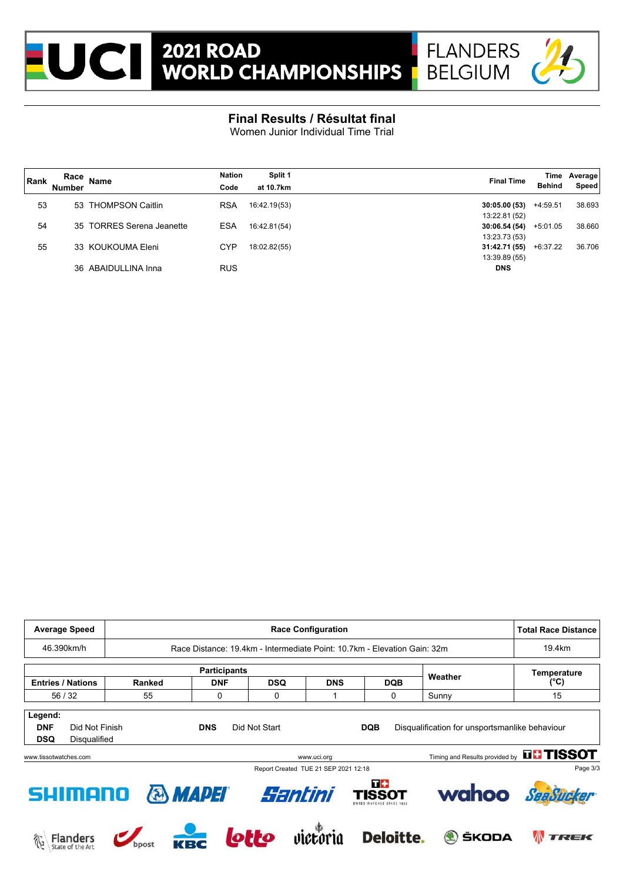## Final Results / Résultat final

Women Junior Individual Time Trial

| Rank | Race Number | Name | Nation Code | Split 1 at 10.7km | Final Time | Time Behind | Average Speed |
|---|---|---|---|---|---|---|---|
| 53 | 53 | THOMPSON Caitlin | RSA | 16:42.19(53) | **30:05.00 (53)** 13:22.81 (52) | +4:59.51 | 38.693 |
| 54 | 35 | TORRES Serena Jeanette | ESA | 16:42.81(54) | **30:06.54 (54)** 13:23.73 (53) | +5:01.05 | 38.660 |
| 55 | 33 | KOUKOUMA Eleni | CYP | 18:02.82(55) | **31:42.71 (55)** 13:39.89 (55) | +6:37.22 | 36.706 |
| | 36 | ABAIDULLINA Inna | RUS | | **DNS** | | |

| Average Speed | Race Configuration | Total Race Distance |
|---|---|---|
| 46.390km/h | Race Distance: 19.4km - Intermediate Point: 10.7km - Elevation Gain: 32m | 19.4km |

| Participants | | | | | | Weather | Temperature (°C) |
|---|---|---|---|---|---|---|---|
| Entries / Nations | Ranked | DNF | DSQ | DNS | DQB | | |
| 56 / 32 | 55 | 0 | 0 | 1 | 0 | Sunny | 15 |

**Legend:**
- **DNF** Did Not Finish
- **DSQ** Disqualified
- **DNS** Did Not Start
- **DQB** Disqualification for unsportsmanlike behaviour

www.tissotwatches.com | www.uci.org | Timing and Results provided by TISSOT

Report Created TUE 21 SEP 2021 12:18